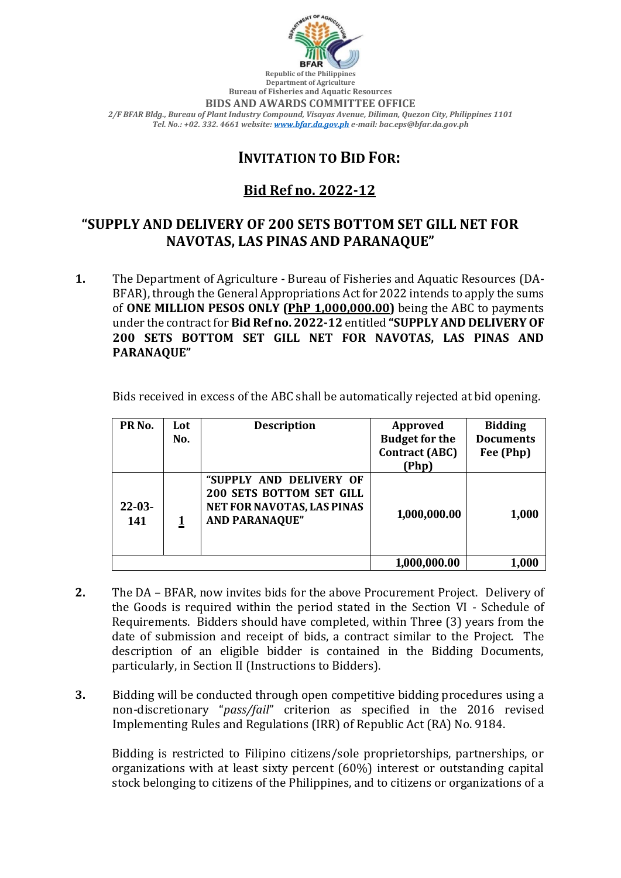Republic of the Philippines
Department of Agriculture
Bureau of Fisheries and Aquatic Resources
**BIDS AND AWARDS COMMITTEE OFFICE**
*2/F BFAR Bldg., Bureau of Plant Industry Compound, Visayas Avenue, Diliman, Quezon City, Philippines 1101*
*Tel. No.: +02. 332. 4661 website: [www.bfar.da.gov.ph](http://www.bfar.da.gov.ph) e-mail: bac.eps@bfar.da.gov.ph*

# INVITATION TO BID FOR:

## Bid Ref no. 2022-12

## "SUPPLY AND DELIVERY OF 200 SETS BOTTOM SET GILL NET FOR NAVOTAS, LAS PINAS AND PARANAQUE"

1. The Department of Agriculture - Bureau of Fisheries and Aquatic Resources (DA-BFAR), through the General Appropriations Act for 2022 intends to apply the sums of **ONE MILLION PESOS ONLY (PhP 1,000,000.00)** being the ABC to payments under the contract for **Bid Ref no. 2022-12** entitled **"SUPPLY AND DELIVERY OF 200 SETS BOTTOM SET GILL NET FOR NAVOTAS, LAS PINAS AND PARANAQUE"**

   Bids received in excess of the ABC shall be automatically rejected at bid opening.

| PR No. | Lot No. | Description | Approved Budget for the Contract (ABC) (Php) | Bidding Documents Fee (Php) |
|---|---|---|---|---|
| 22-03-141 | 1 | "SUPPLY AND DELIVERY OF 200 SETS BOTTOM SET GILL NET FOR NAVOTAS, LAS PINAS AND PARANAQUE" | 1,000,000.00 | 1,000 |
| | | | 1,000,000.00 | 1,000 |

2. The DA – BFAR, now invites bids for the above Procurement Project. Delivery of the Goods is required within the period stated in the Section VI - Schedule of Requirements. Bidders should have completed, within Three (3) years from the date of submission and receipt of bids, a contract similar to the Project. The description of an eligible bidder is contained in the Bidding Documents, particularly, in Section II (Instructions to Bidders).

3. Bidding will be conducted through open competitive bidding procedures using a non-discretionary "*pass/fail*" criterion as specified in the 2016 revised Implementing Rules and Regulations (IRR) of Republic Act (RA) No. 9184.

   Bidding is restricted to Filipino citizens/sole proprietorships, partnerships, or organizations with at least sixty percent (60%) interest or outstanding capital stock belonging to citizens of the Philippines, and to citizens or organizations of a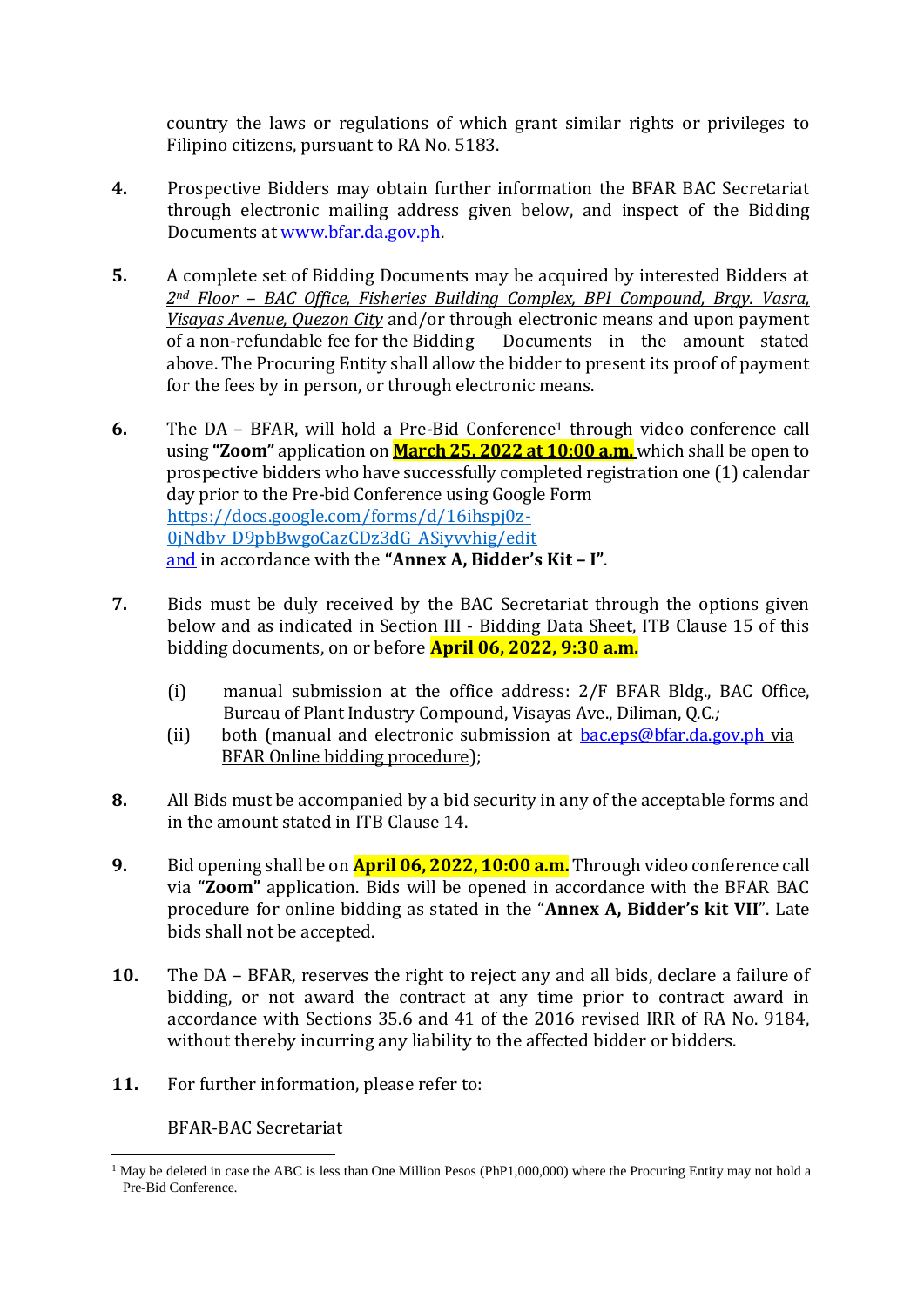country the laws or regulations of which grant similar rights or privileges to Filipino citizens, pursuant to RA No. 5183.

**4.** Prospective Bidders may obtain further information the BFAR BAC Secretariat through electronic mailing address given below, and inspect of the Bidding Documents at www.bfar.da.gov.ph.

**5.** A complete set of Bidding Documents may be acquired by interested Bidders at *2nd Floor – BAC Office, Fisheries Building Complex, BPI Compound, Brgy. Vasra, Visayas Avenue, Quezon City* and/or through electronic means and upon payment of a non-refundable fee for the Bidding Documents in the amount stated above. The Procuring Entity shall allow the bidder to present its proof of payment for the fees by in person, or through electronic means.

**6.** The DA – BFAR, will hold a Pre-Bid Conference[1] through video conference call using **"Zoom"** application on **March 25, 2022 at 10:00 a.m.** which shall be open to prospective bidders who have successfully completed registration one (1) calendar day prior to the Pre-bid Conference using Google Form https://docs.google.com/forms/d/16ihspj0z-0jNdbv_D9pbBwgoCazCDz3dG_ASiyvvhig/edit and in accordance with the **"Annex A, Bidder's Kit – I"**.

**7.** Bids must be duly received by the BAC Secretariat through the options given below and as indicated in Section III - Bidding Data Sheet, ITB Clause 15 of this bidding documents, on or before **April 06, 2022, 9:30 a.m.**

(i) manual submission at the office address: 2/F BFAR Bldg., BAC Office, Bureau of Plant Industry Compound, Visayas Ave., Diliman, Q.C.*;*

(ii) both (manual and electronic submission at bac.eps@bfar.da.gov.ph via BFAR Online bidding procedure);

**8.** All Bids must be accompanied by a bid security in any of the acceptable forms and in the amount stated in ITB Clause 14.

**9.** Bid opening shall be on **April 06, 2022, 10:00 a.m.** Through video conference call via **"Zoom"** application. Bids will be opened in accordance with the BFAR BAC procedure for online bidding as stated in the "**Annex A, Bidder's kit VII**". Late bids shall not be accepted.

**10.** The DA – BFAR, reserves the right to reject any and all bids, declare a failure of bidding, or not award the contract at any time prior to contract award in accordance with Sections 35.6 and 41 of the 2016 revised IRR of RA No. 9184, without thereby incurring any liability to the affected bidder or bidders.

**11.** For further information, please refer to:

BFAR-BAC Secretariat

---

[1] May be deleted in case the ABC is less than One Million Pesos (PhP1,000,000) where the Procuring Entity may not hold a Pre-Bid Conference.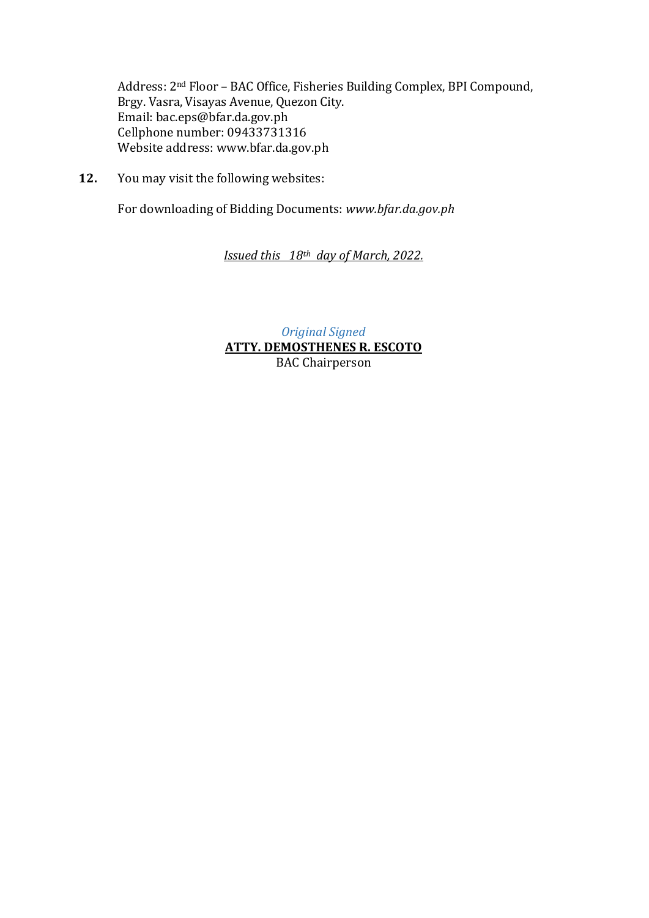Address: 2nd Floor – BAC Office, Fisheries Building Complex, BPI Compound, Brgy. Vasra, Visayas Avenue, Quezon City.
Email: bac.eps@bfar.da.gov.ph
Cellphone number: 09433731316
Website address: www.bfar.da.gov.ph

**12.** You may visit the following websites:

For downloading of Bidding Documents: *www.bfar.da.gov.ph*

*Issued this 18th day of March, 2022.*

*Original Signed*
**ATTY. DEMOSTHENES R. ESCOTO**
BAC Chairperson